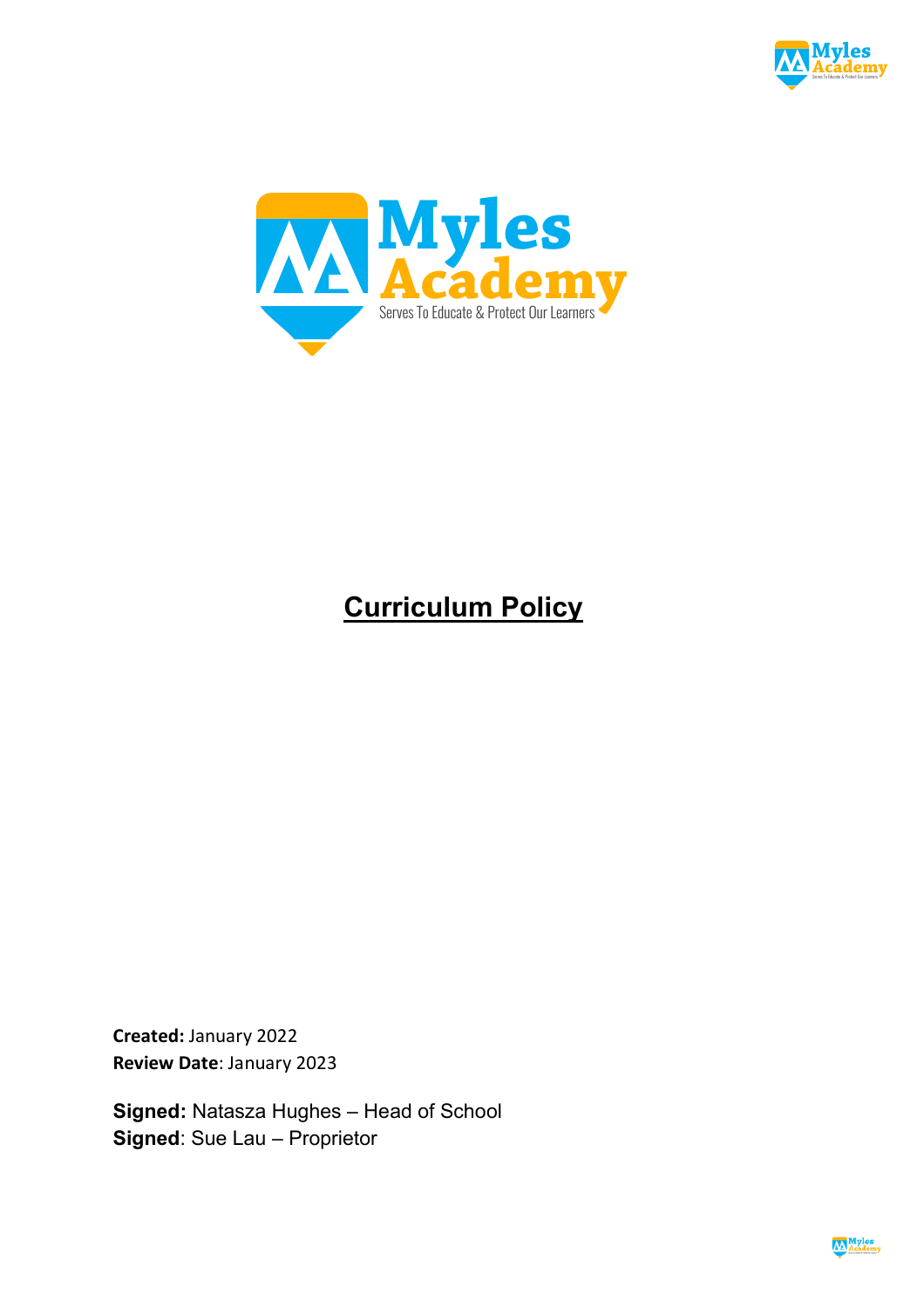# Curriculum Policy

**Created:** January 2022
**Review Date**: January 2023

**Signed:** Natasza Hughes – Head of School
**Signed**: Sue Lau – Proprietor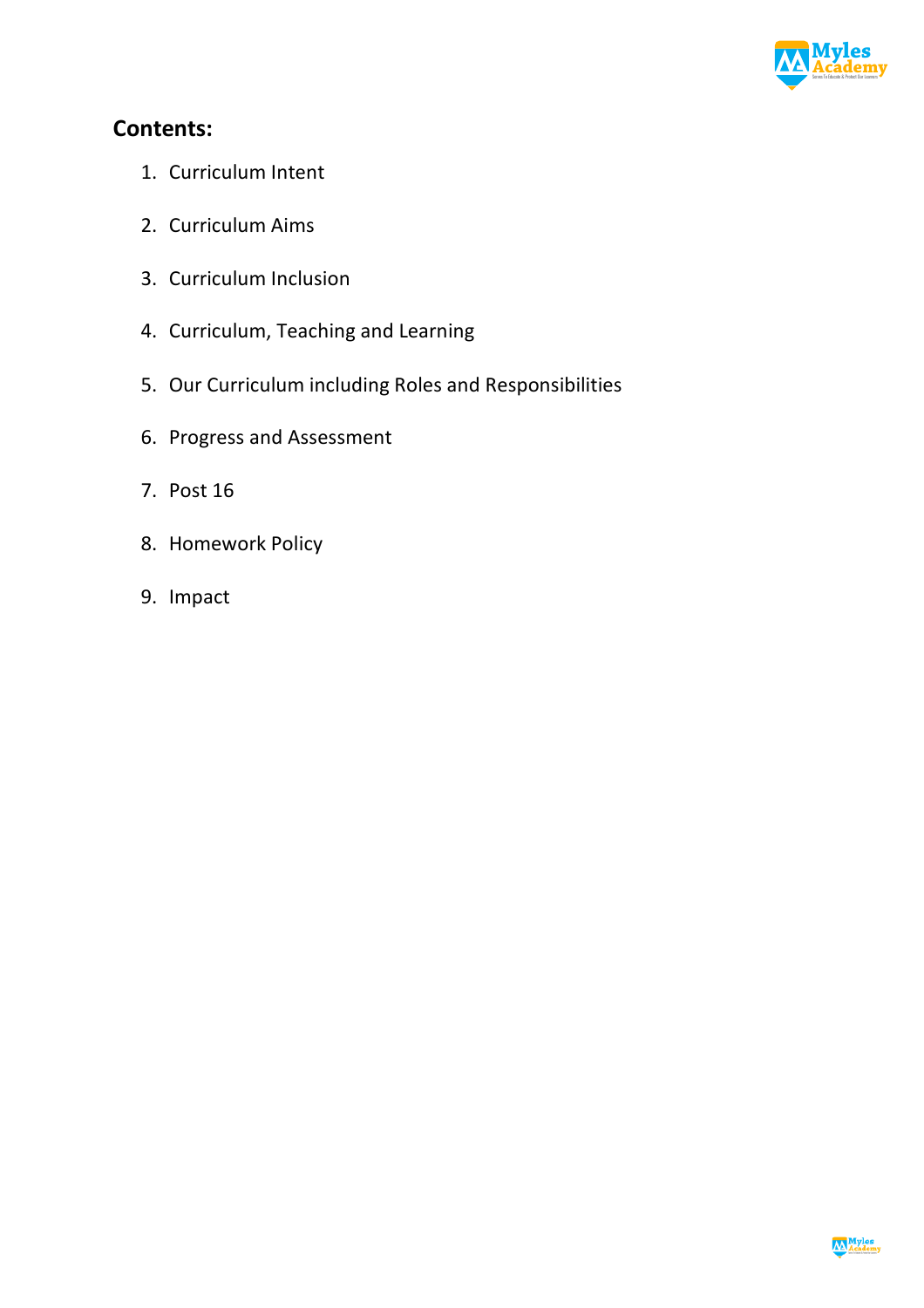## Contents:

1. Curriculum Intent
2. Curriculum Aims
3. Curriculum Inclusion
4. Curriculum, Teaching and Learning
5. Our Curriculum including Roles and Responsibilities
6. Progress and Assessment
7. Post 16
8. Homework Policy
9. Impact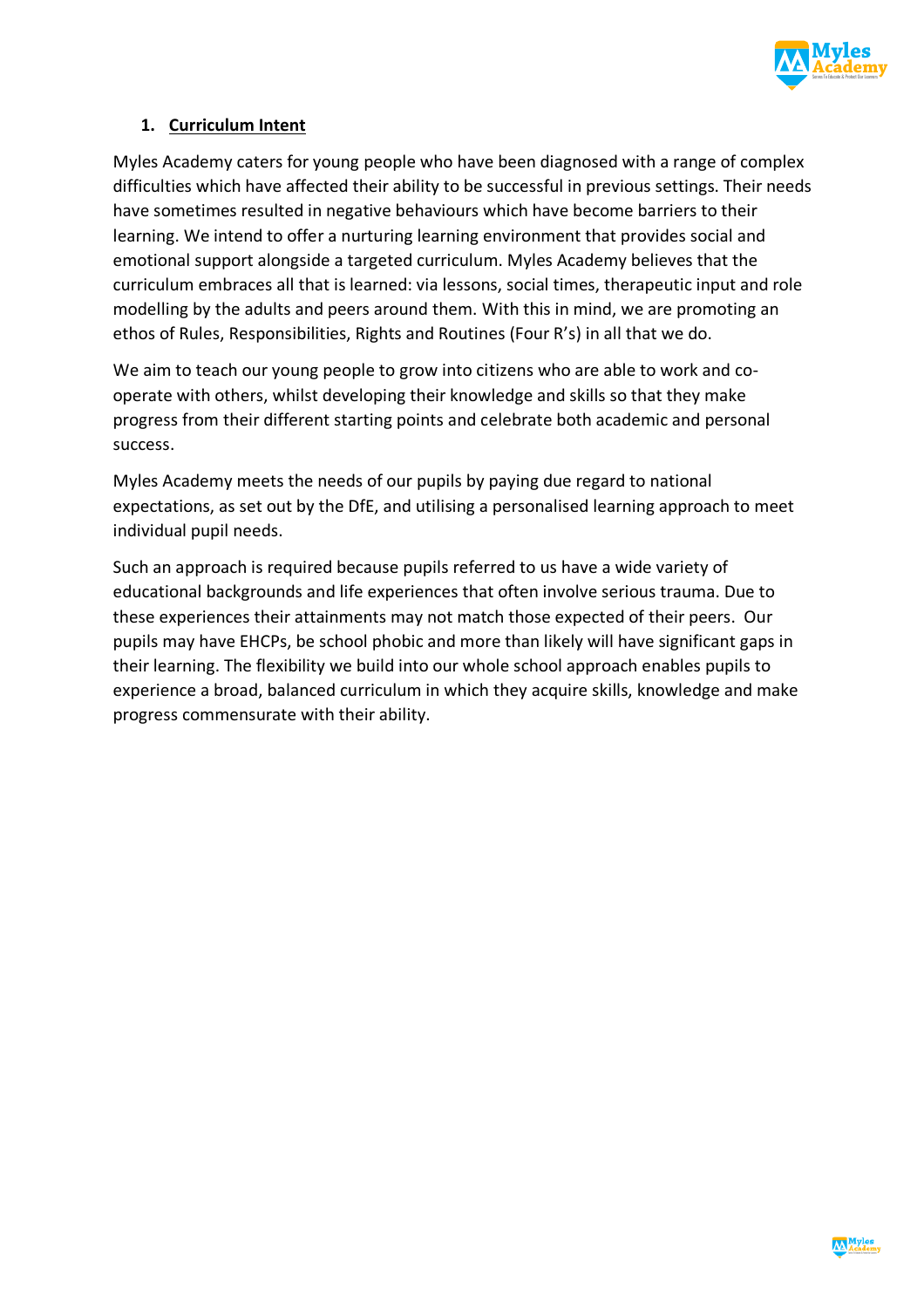## 1. Curriculum Intent

Myles Academy caters for young people who have been diagnosed with a range of complex difficulties which have affected their ability to be successful in previous settings. Their needs have sometimes resulted in negative behaviours which have become barriers to their learning. We intend to offer a nurturing learning environment that provides social and emotional support alongside a targeted curriculum. Myles Academy believes that the curriculum embraces all that is learned: via lessons, social times, therapeutic input and role modelling by the adults and peers around them. With this in mind, we are promoting an ethos of Rules, Responsibilities, Rights and Routines (Four R's) in all that we do.

We aim to teach our young people to grow into citizens who are able to work and co-operate with others, whilst developing their knowledge and skills so that they make progress from their different starting points and celebrate both academic and personal success.

Myles Academy meets the needs of our pupils by paying due regard to national expectations, as set out by the DfE, and utilising a personalised learning approach to meet individual pupil needs.

Such an approach is required because pupils referred to us have a wide variety of educational backgrounds and life experiences that often involve serious trauma. Due to these experiences their attainments may not match those expected of their peers. Our pupils may have EHCPs, be school phobic and more than likely will have significant gaps in their learning. The flexibility we build into our whole school approach enables pupils to experience a broad, balanced curriculum in which they acquire skills, knowledge and make progress commensurate with their ability.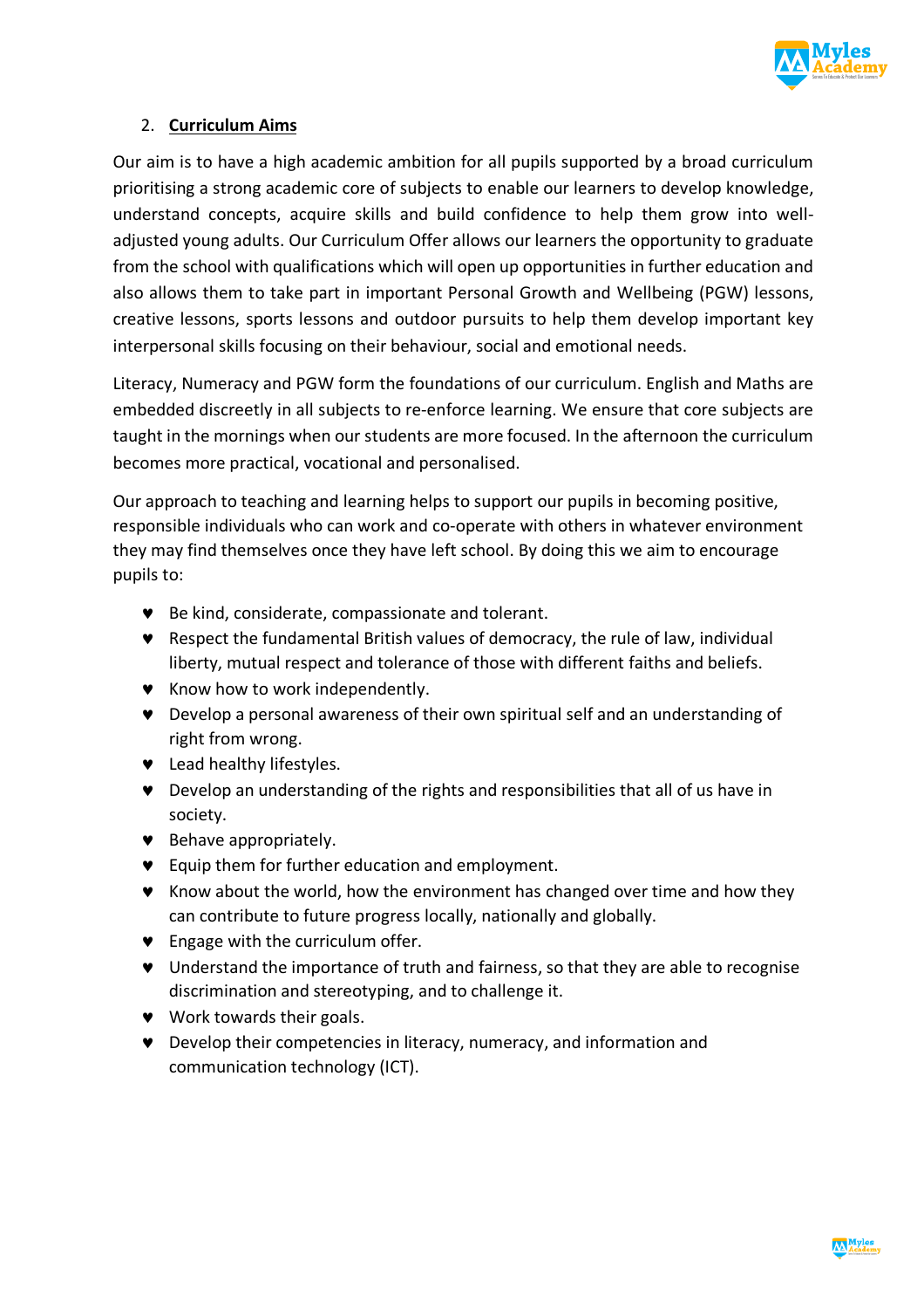## 2. Curriculum Aims

Our aim is to have a high academic ambition for all pupils supported by a broad curriculum prioritising a strong academic core of subjects to enable our learners to develop knowledge, understand concepts, acquire skills and build confidence to help them grow into well-adjusted young adults. Our Curriculum Offer allows our learners the opportunity to graduate from the school with qualifications which will open up opportunities in further education and also allows them to take part in important Personal Growth and Wellbeing (PGW) lessons, creative lessons, sports lessons and outdoor pursuits to help them develop important key interpersonal skills focusing on their behaviour, social and emotional needs.

Literacy, Numeracy and PGW form the foundations of our curriculum. English and Maths are embedded discreetly in all subjects to re-enforce learning. We ensure that core subjects are taught in the mornings when our students are more focused. In the afternoon the curriculum becomes more practical, vocational and personalised.

Our approach to teaching and learning helps to support our pupils in becoming positive, responsible individuals who can work and co-operate with others in whatever environment they may find themselves once they have left school. By doing this we aim to encourage pupils to:

- Be kind, considerate, compassionate and tolerant.
- Respect the fundamental British values of democracy, the rule of law, individual liberty, mutual respect and tolerance of those with different faiths and beliefs.
- Know how to work independently.
- Develop a personal awareness of their own spiritual self and an understanding of right from wrong.
- Lead healthy lifestyles.
- Develop an understanding of the rights and responsibilities that all of us have in society.
- Behave appropriately.
- Equip them for further education and employment.
- Know about the world, how the environment has changed over time and how they can contribute to future progress locally, nationally and globally.
- Engage with the curriculum offer.
- Understand the importance of truth and fairness, so that they are able to recognise discrimination and stereotyping, and to challenge it.
- Work towards their goals.
- Develop their competencies in literacy, numeracy, and information and communication technology (ICT).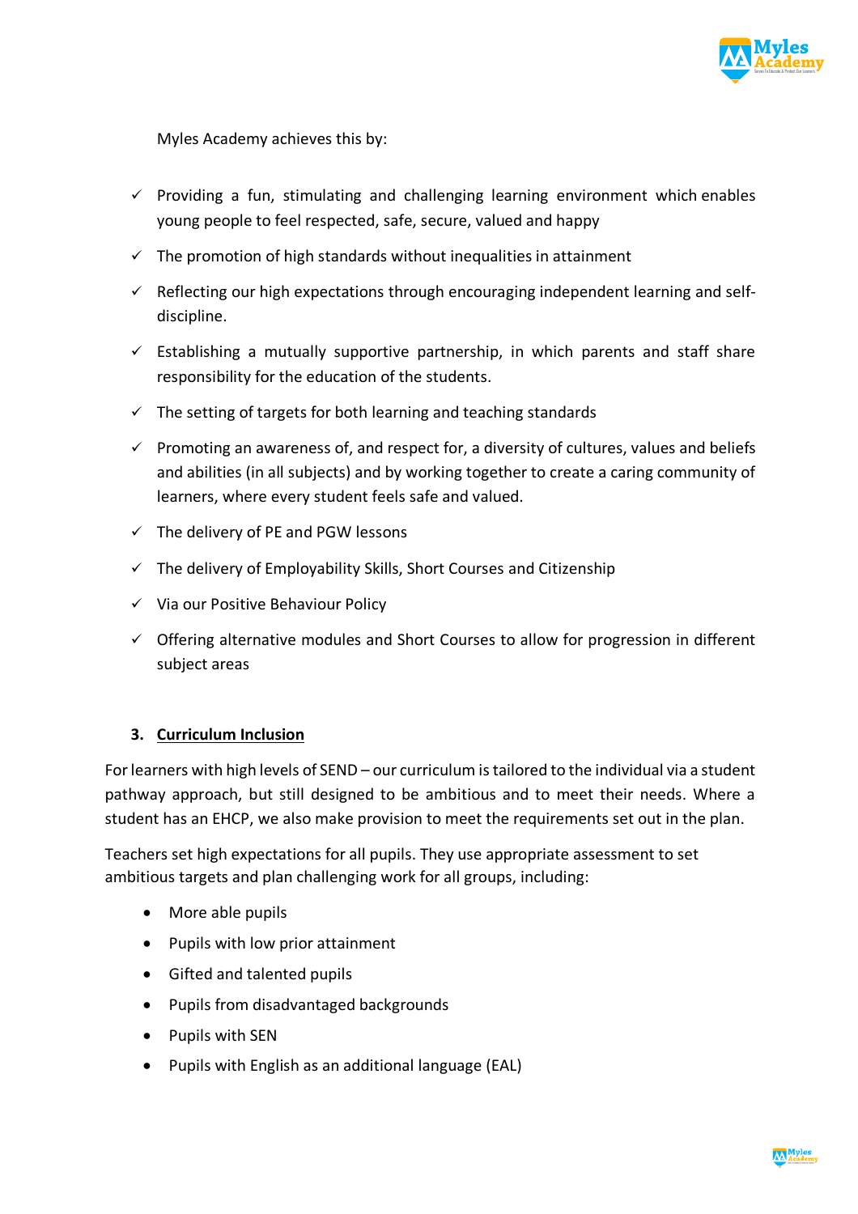Myles Academy achieves this by:

- ✓ Providing a fun, stimulating and challenging learning environment which enables young people to feel respected, safe, secure, valued and happy
- ✓ The promotion of high standards without inequalities in attainment
- ✓ Reflecting our high expectations through encouraging independent learning and self-discipline.
- ✓ Establishing a mutually supportive partnership, in which parents and staff share responsibility for the education of the students.
- ✓ The setting of targets for both learning and teaching standards
- ✓ Promoting an awareness of, and respect for, a diversity of cultures, values and beliefs and abilities (in all subjects) and by working together to create a caring community of learners, where every student feels safe and valued.
- ✓ The delivery of PE and PGW lessons
- ✓ The delivery of Employability Skills, Short Courses and Citizenship
- ✓ Via our Positive Behaviour Policy
- ✓ Offering alternative modules and Short Courses to allow for progression in different subject areas

## 3. Curriculum Inclusion

For learners with high levels of SEND – our curriculum is tailored to the individual via a student pathway approach, but still designed to be ambitious and to meet their needs. Where a student has an EHCP, we also make provision to meet the requirements set out in the plan.

Teachers set high expectations for all pupils. They use appropriate assessment to set ambitious targets and plan challenging work for all groups, including:

- More able pupils
- Pupils with low prior attainment
- Gifted and talented pupils
- Pupils from disadvantaged backgrounds
- Pupils with SEN
- Pupils with English as an additional language (EAL)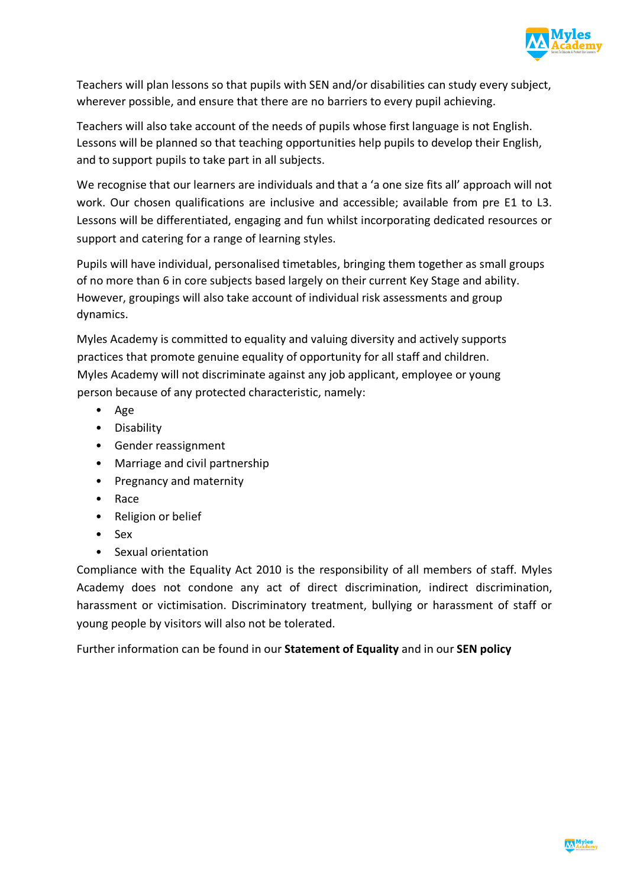Teachers will plan lessons so that pupils with SEN and/or disabilities can study every subject, wherever possible, and ensure that there are no barriers to every pupil achieving.

Teachers will also take account of the needs of pupils whose first language is not English. Lessons will be planned so that teaching opportunities help pupils to develop their English, and to support pupils to take part in all subjects.

We recognise that our learners are individuals and that a 'a one size fits all' approach will not work. Our chosen qualifications are inclusive and accessible; available from pre E1 to L3. Lessons will be differentiated, engaging and fun whilst incorporating dedicated resources or support and catering for a range of learning styles.

Pupils will have individual, personalised timetables, bringing them together as small groups of no more than 6 in core subjects based largely on their current Key Stage and ability. However, groupings will also take account of individual risk assessments and group dynamics.

Myles Academy is committed to equality and valuing diversity and actively supports practices that promote genuine equality of opportunity for all staff and children. Myles Academy will not discriminate against any job applicant, employee or young person because of any protected characteristic, namely:

- Age
- Disability
- Gender reassignment
- Marriage and civil partnership
- Pregnancy and maternity
- Race
- Religion or belief
- Sex
- Sexual orientation

Compliance with the Equality Act 2010 is the responsibility of all members of staff. Myles Academy does not condone any act of direct discrimination, indirect discrimination, harassment or victimisation. Discriminatory treatment, bullying or harassment of staff or young people by visitors will also not be tolerated.

Further information can be found in our **Statement of Equality** and in our **SEN policy**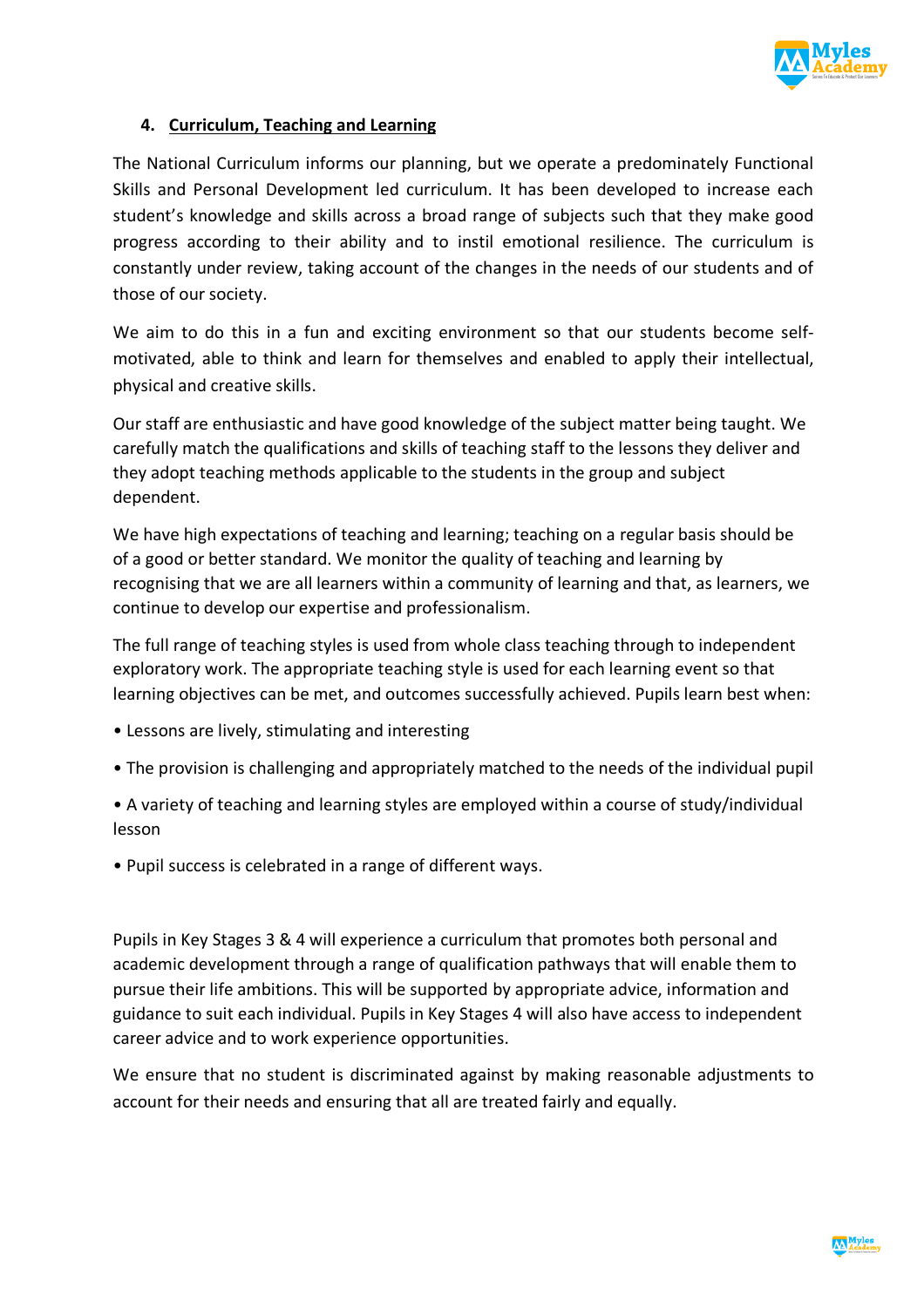## 4. Curriculum, Teaching and Learning

The National Curriculum informs our planning, but we operate a predominately Functional Skills and Personal Development led curriculum. It has been developed to increase each student's knowledge and skills across a broad range of subjects such that they make good progress according to their ability and to instil emotional resilience. The curriculum is constantly under review, taking account of the changes in the needs of our students and of those of our society.

We aim to do this in a fun and exciting environment so that our students become self-motivated, able to think and learn for themselves and enabled to apply their intellectual, physical and creative skills.

Our staff are enthusiastic and have good knowledge of the subject matter being taught. We carefully match the qualifications and skills of teaching staff to the lessons they deliver and they adopt teaching methods applicable to the students in the group and subject dependent.

We have high expectations of teaching and learning; teaching on a regular basis should be of a good or better standard. We monitor the quality of teaching and learning by recognising that we are all learners within a community of learning and that, as learners, we continue to develop our expertise and professionalism.

The full range of teaching styles is used from whole class teaching through to independent exploratory work. The appropriate teaching style is used for each learning event so that learning objectives can be met, and outcomes successfully achieved. Pupils learn best when:

- Lessons are lively, stimulating and interesting
- The provision is challenging and appropriately matched to the needs of the individual pupil
- A variety of teaching and learning styles are employed within a course of study/individual lesson
- Pupil success is celebrated in a range of different ways.

Pupils in Key Stages 3 & 4 will experience a curriculum that promotes both personal and academic development through a range of qualification pathways that will enable them to pursue their life ambitions. This will be supported by appropriate advice, information and guidance to suit each individual. Pupils in Key Stages 4 will also have access to independent career advice and to work experience opportunities.

We ensure that no student is discriminated against by making reasonable adjustments to account for their needs and ensuring that all are treated fairly and equally.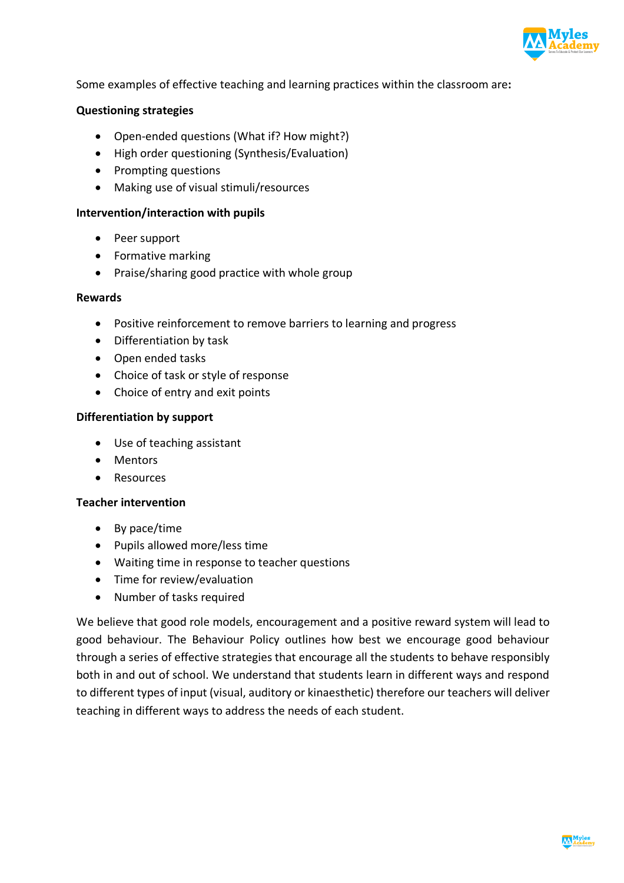Some examples of effective teaching and learning practices within the classroom are**:**

**Questioning strategies**

- Open-ended questions (What if? How might?)
- High order questioning (Synthesis/Evaluation)
- Prompting questions
- Making use of visual stimuli/resources

**Intervention/interaction with pupils**

- Peer support
- Formative marking
- Praise/sharing good practice with whole group

**Rewards**

- Positive reinforcement to remove barriers to learning and progress
- Differentiation by task
- Open ended tasks
- Choice of task or style of response
- Choice of entry and exit points

**Differentiation by support**

- Use of teaching assistant
- Mentors
- Resources

**Teacher intervention**

- By pace/time
- Pupils allowed more/less time
- Waiting time in response to teacher questions
- Time for review/evaluation
- Number of tasks required

We believe that good role models, encouragement and a positive reward system will lead to good behaviour. The Behaviour Policy outlines how best we encourage good behaviour through a series of effective strategies that encourage all the students to behave responsibly both in and out of school. We understand that students learn in different ways and respond to different types of input (visual, auditory or kinaesthetic) therefore our teachers will deliver teaching in different ways to address the needs of each student.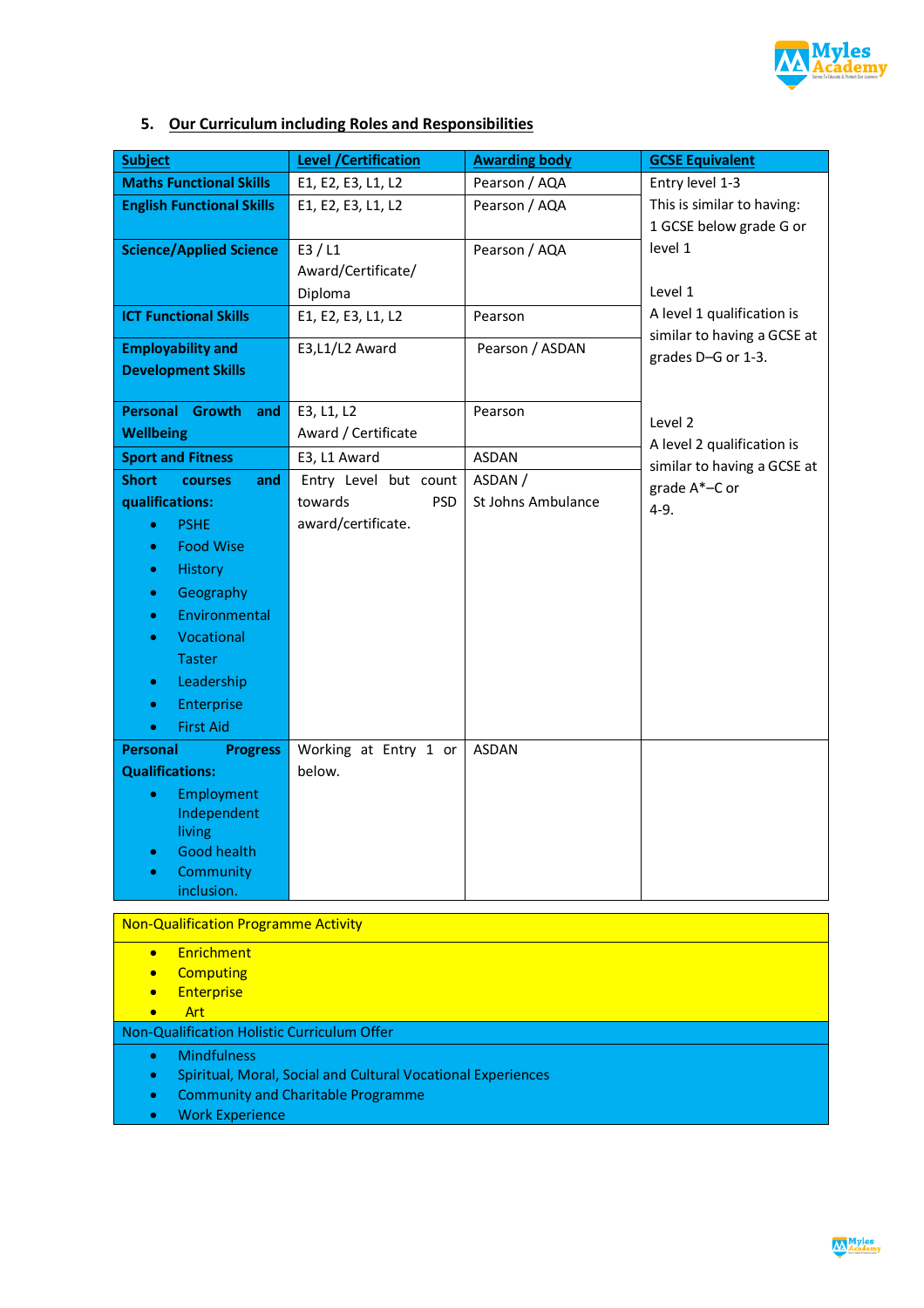## 5. Our Curriculum including Roles and Responsibilities

| Subject | Level /Certification | Awarding body | GCSE Equivalent |
|---|---|---|---|
| **Maths Functional Skills** | E1, E2, E3, L1, L2 | Pearson / AQA | Entry level 1-3<br>This is similar to having:<br>1 GCSE below grade G or level 1<br><br>Level 1<br>A level 1 qualification is similar to having a GCSE at grades D–G or 1-3.<br><br>Level 2<br>A level 2 qualification is similar to having a GCSE at grade A*–C or 4-9. |
| **English Functional Skills** | E1, E2, E3, L1, L2 | Pearson / AQA | |
| **Science/Applied Science** | E3 / L1 Award/Certificate/ Diploma | Pearson / AQA | |
| **ICT Functional Skills** | E1, E2, E3, L1, L2 | Pearson | |
| **Employability and Development Skills** | E3,L1/L2 Award | Pearson / ASDAN | |
| **Personal Growth and Wellbeing** | E3, L1, L2 Award / Certificate | Pearson | |
| **Sport and Fitness** | E3, L1 Award | ASDAN | |
| **Short courses and qualifications:**<br>• PSHE<br>• Food Wise<br>• History<br>• Geography<br>• Environmental<br>• Vocational Taster<br>• Leadership<br>• Enterprise<br>• First Aid | Entry Level but count towards PSD award/certificate. | ASDAN / St Johns Ambulance | |
| **Personal Progress Qualifications:**<br>• Employment Independent living<br>• Good health<br>• Community inclusion. | Working at Entry 1 or below. | ASDAN | |

**Non-Qualification Programme Activity**

- Enrichment
- Computing
- Enterprise
- Art

**Non-Qualification Holistic Curriculum Offer**

- Mindfulness
- Spiritual, Moral, Social and Cultural Vocational Experiences
- Community and Charitable Programme
- Work Experience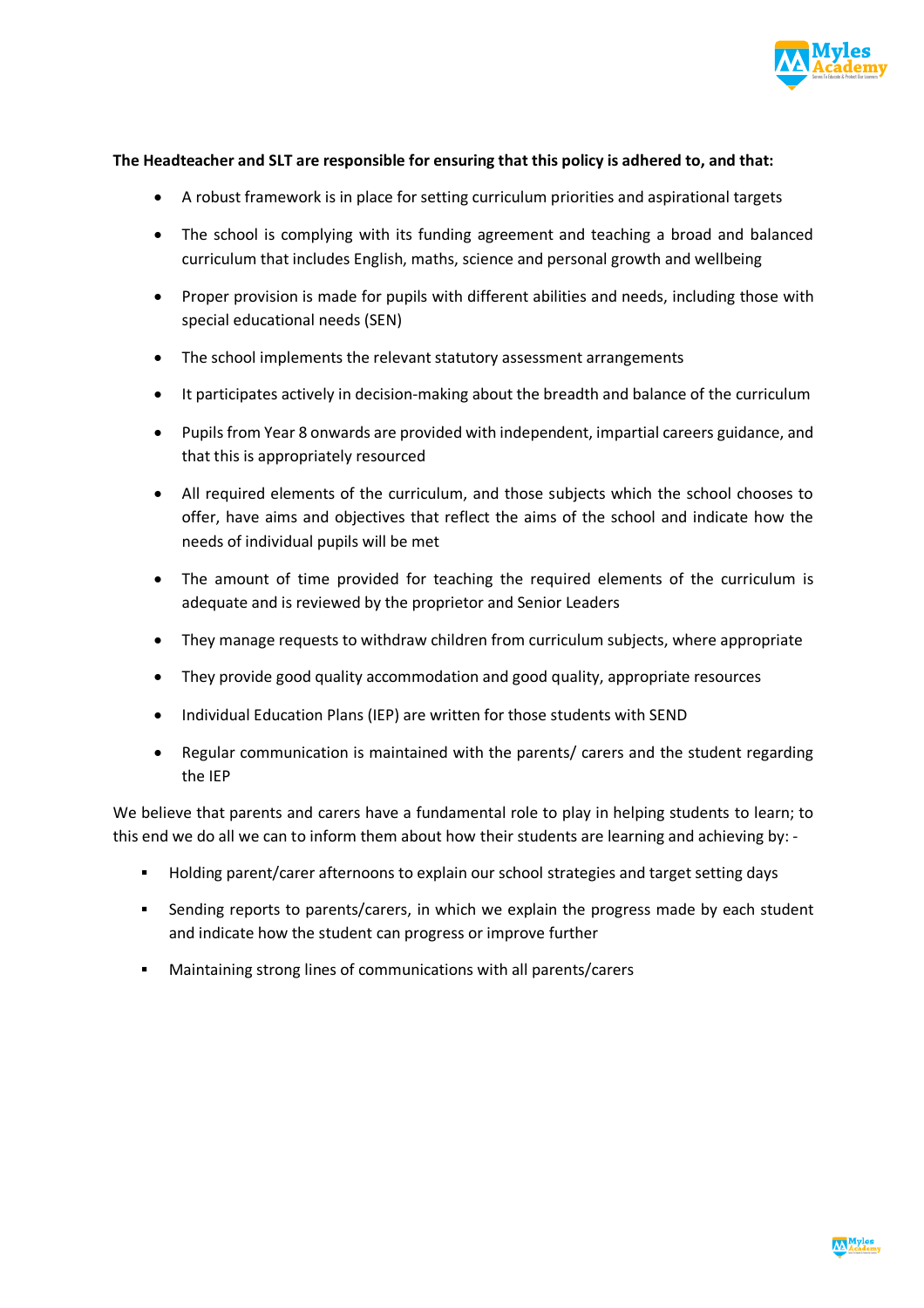**The Headteacher and SLT are responsible for ensuring that this policy is adhered to, and that:**

- A robust framework is in place for setting curriculum priorities and aspirational targets
- The school is complying with its funding agreement and teaching a broad and balanced curriculum that includes English, maths, science and personal growth and wellbeing
- Proper provision is made for pupils with different abilities and needs, including those with special educational needs (SEN)
- The school implements the relevant statutory assessment arrangements
- It participates actively in decision-making about the breadth and balance of the curriculum
- Pupils from Year 8 onwards are provided with independent, impartial careers guidance, and that this is appropriately resourced
- All required elements of the curriculum, and those subjects which the school chooses to offer, have aims and objectives that reflect the aims of the school and indicate how the needs of individual pupils will be met
- The amount of time provided for teaching the required elements of the curriculum is adequate and is reviewed by the proprietor and Senior Leaders
- They manage requests to withdraw children from curriculum subjects, where appropriate
- They provide good quality accommodation and good quality, appropriate resources
- Individual Education Plans (IEP) are written for those students with SEND
- Regular communication is maintained with the parents/ carers and the student regarding the IEP

We believe that parents and carers have a fundamental role to play in helping students to learn; to this end we do all we can to inform them about how their students are learning and achieving by: -

- Holding parent/carer afternoons to explain our school strategies and target setting days
- Sending reports to parents/carers, in which we explain the progress made by each student and indicate how the student can progress or improve further
- Maintaining strong lines of communications with all parents/carers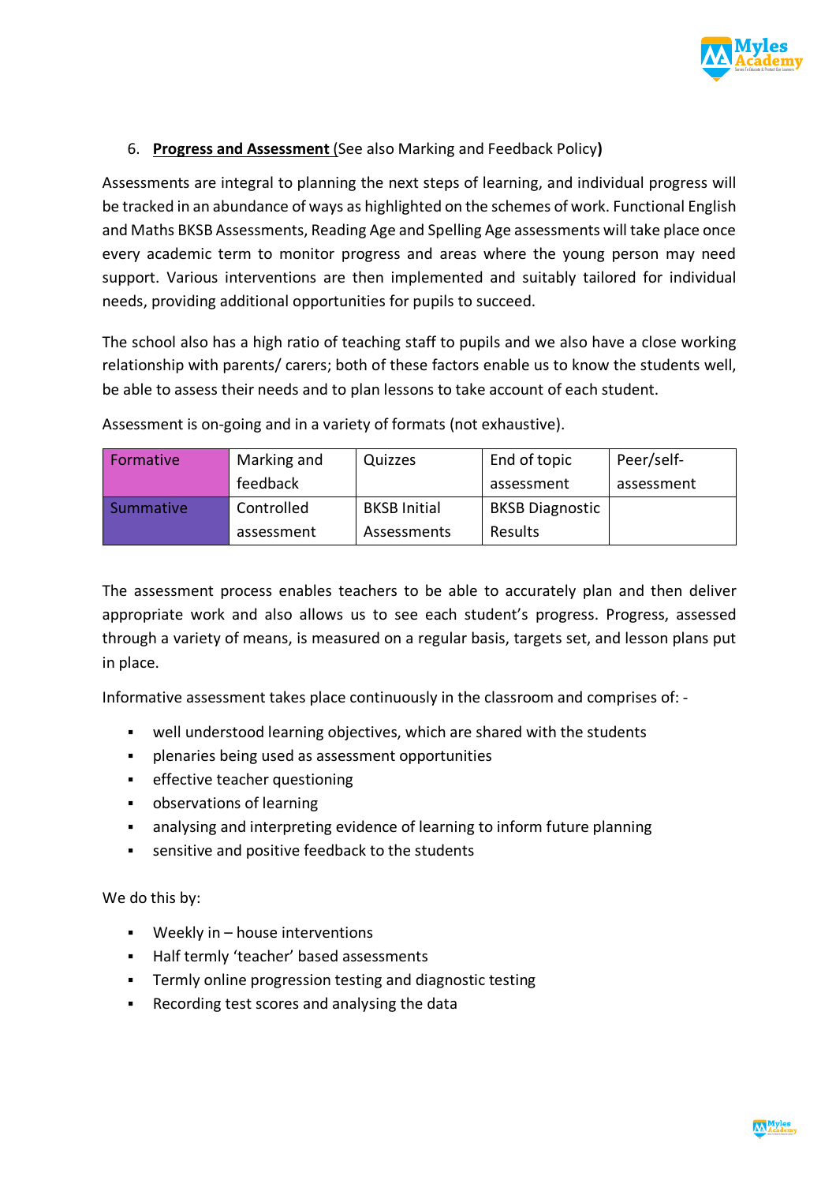6. **Progress and Assessment** (See also Marking and Feedback Policy**)**

Assessments are integral to planning the next steps of learning, and individual progress will be tracked in an abundance of ways as highlighted on the schemes of work. Functional English and Maths BKSB Assessments, Reading Age and Spelling Age assessments will take place once every academic term to monitor progress and areas where the young person may need support. Various interventions are then implemented and suitably tailored for individual needs, providing additional opportunities for pupils to succeed.

The school also has a high ratio of teaching staff to pupils and we also have a close working relationship with parents/ carers; both of these factors enable us to know the students well, be able to assess their needs and to plan lessons to take account of each student.

Assessment is on-going and in a variety of formats (not exhaustive).

| Formative | Marking and feedback | Quizzes | End of topic assessment | Peer/self-assessment |
|---|---|---|---|---|
| Summative | Controlled assessment | BKSB Initial Assessments | BKSB Diagnostic Results | |

The assessment process enables teachers to be able to accurately plan and then deliver appropriate work and also allows us to see each student's progress. Progress, assessed through a variety of means, is measured on a regular basis, targets set, and lesson plans put in place.

Informative assessment takes place continuously in the classroom and comprises of: -

- well understood learning objectives, which are shared with the students
- plenaries being used as assessment opportunities
- effective teacher questioning
- observations of learning
- analysing and interpreting evidence of learning to inform future planning
- sensitive and positive feedback to the students

We do this by:

- Weekly in – house interventions
- Half termly 'teacher' based assessments
- Termly online progression testing and diagnostic testing
- Recording test scores and analysing the data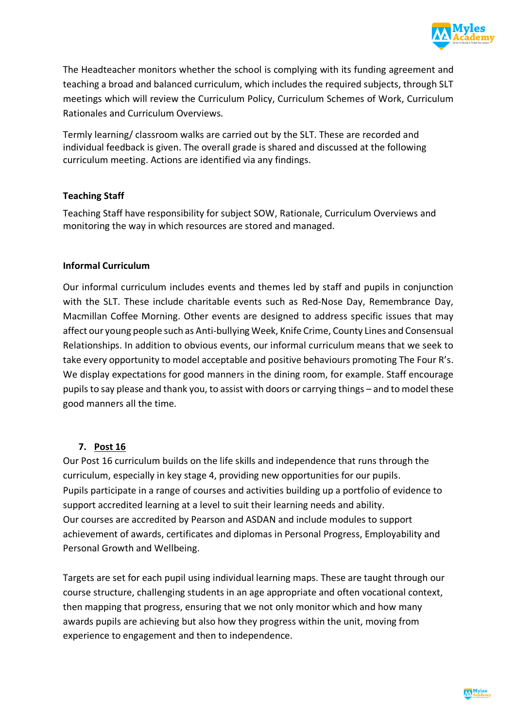The Headteacher monitors whether the school is complying with its funding agreement and teaching a broad and balanced curriculum, which includes the required subjects, through SLT meetings which will review the Curriculum Policy, Curriculum Schemes of Work, Curriculum Rationales and Curriculum Overviews.

Termly learning/ classroom walks are carried out by the SLT. These are recorded and individual feedback is given. The overall grade is shared and discussed at the following curriculum meeting. Actions are identified via any findings.

**Teaching Staff**

Teaching Staff have responsibility for subject SOW, Rationale, Curriculum Overviews and monitoring the way in which resources are stored and managed.

**Informal Curriculum**

Our informal curriculum includes events and themes led by staff and pupils in conjunction with the SLT. These include charitable events such as Red-Nose Day, Remembrance Day, Macmillan Coffee Morning. Other events are designed to address specific issues that may affect our young people such as Anti-bullying Week, Knife Crime, County Lines and Consensual Relationships. In addition to obvious events, our informal curriculum means that we seek to take every opportunity to model acceptable and positive behaviours promoting The Four R's. We display expectations for good manners in the dining room, for example. Staff encourage pupils to say please and thank you, to assist with doors or carrying things – and to model these good manners all the time.

## 7. Post 16

Our Post 16 curriculum builds on the life skills and independence that runs through the curriculum, especially in key stage 4, providing new opportunities for our pupils.
Pupils participate in a range of courses and activities building up a portfolio of evidence to support accredited learning at a level to suit their learning needs and ability.
Our courses are accredited by Pearson and ASDAN and include modules to support achievement of awards, certificates and diplomas in Personal Progress, Employability and Personal Growth and Wellbeing.

Targets are set for each pupil using individual learning maps. These are taught through our course structure, challenging students in an age appropriate and often vocational context, then mapping that progress, ensuring that we not only monitor which and how many awards pupils are achieving but also how they progress within the unit, moving from experience to engagement and then to independence.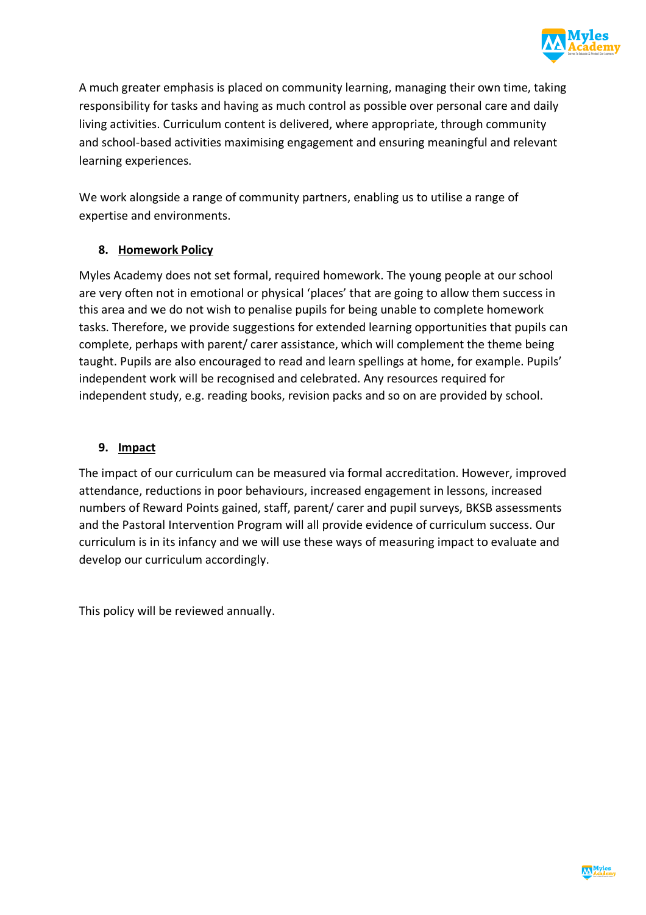A much greater emphasis is placed on community learning, managing their own time, taking responsibility for tasks and having as much control as possible over personal care and daily living activities. Curriculum content is delivered, where appropriate, through community and school-based activities maximising engagement and ensuring meaningful and relevant learning experiences.

We work alongside a range of community partners, enabling us to utilise a range of expertise and environments.

## 8. Homework Policy

Myles Academy does not set formal, required homework. The young people at our school are very often not in emotional or physical 'places' that are going to allow them success in this area and we do not wish to penalise pupils for being unable to complete homework tasks. Therefore, we provide suggestions for extended learning opportunities that pupils can complete, perhaps with parent/ carer assistance, which will complement the theme being taught. Pupils are also encouraged to read and learn spellings at home, for example. Pupils' independent work will be recognised and celebrated. Any resources required for independent study, e.g. reading books, revision packs and so on are provided by school.

## 9. Impact

The impact of our curriculum can be measured via formal accreditation. However, improved attendance, reductions in poor behaviours, increased engagement in lessons, increased numbers of Reward Points gained, staff, parent/ carer and pupil surveys, BKSB assessments and the Pastoral Intervention Program will all provide evidence of curriculum success. Our curriculum is in its infancy and we will use these ways of measuring impact to evaluate and develop our curriculum accordingly.

This policy will be reviewed annually.